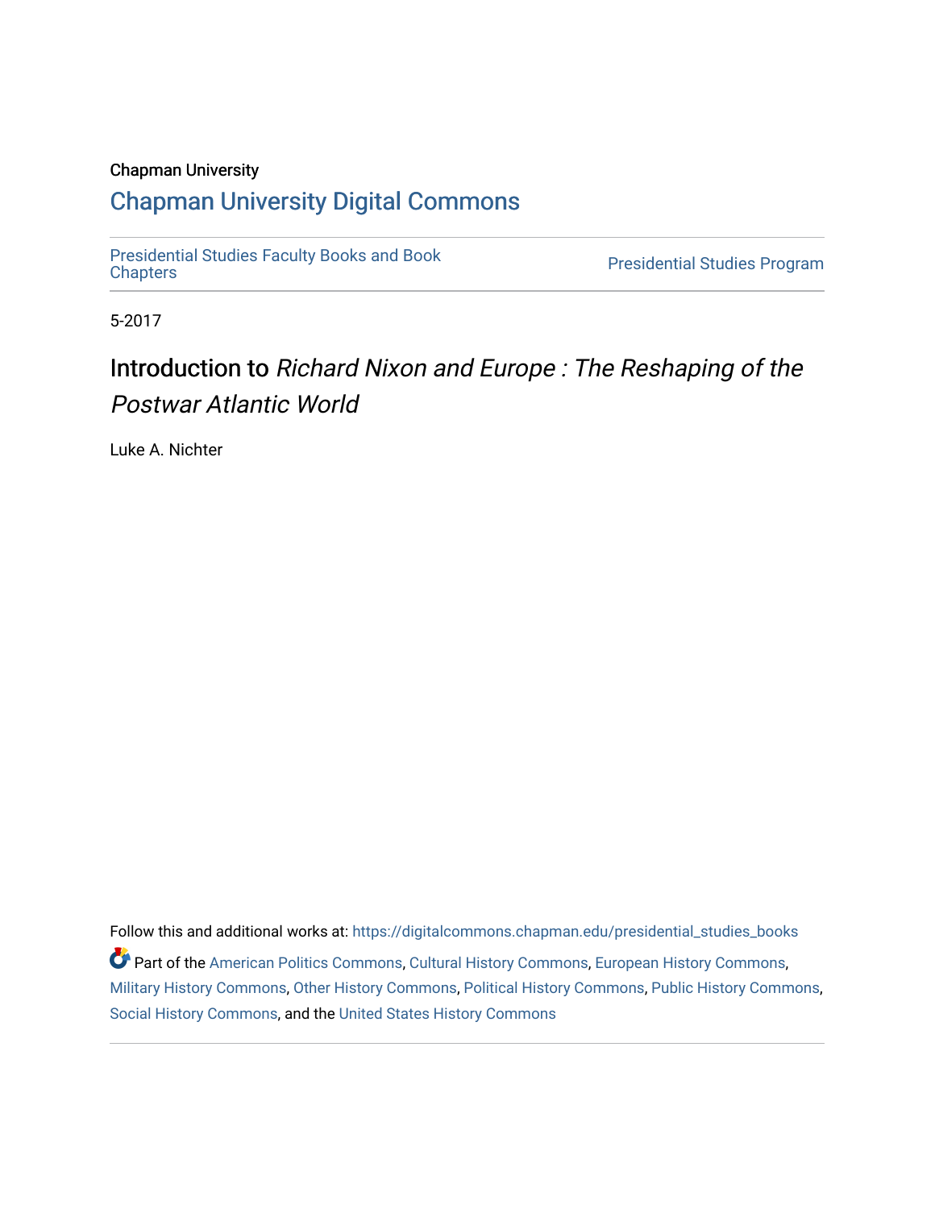Chapman University

## Chapman University Digital Commons

Presidential Studies Faculty Books and Book Chapters

Presidential Studies Program

5-2017

# Introduction to *Richard Nixon and Europe : The Reshaping of the Postwar Atlantic World*

Luke A. Nichter

Follow this and additional works at: https://digitalcommons.chapman.edu/presidential_studies_books

Part of the American Politics Commons, Cultural History Commons, European History Commons, Military History Commons, Other History Commons, Political History Commons, Public History Commons, Social History Commons, and the United States History Commons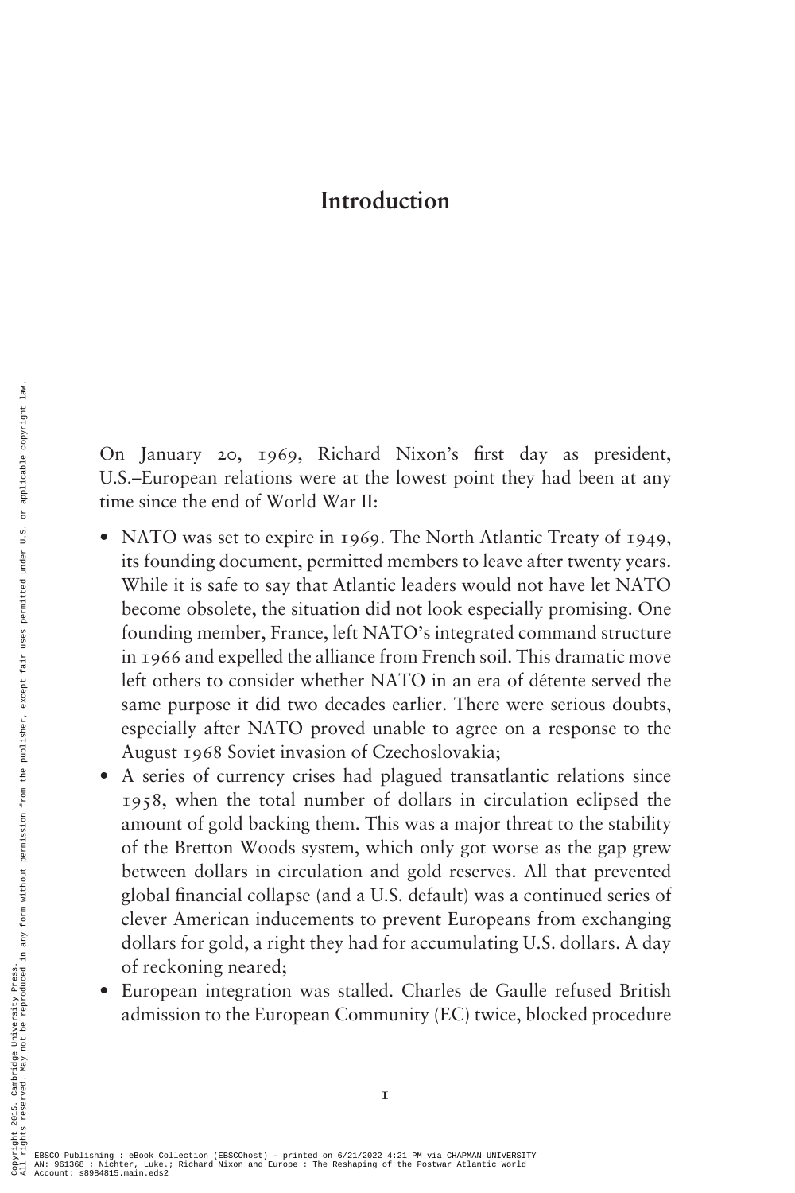# Introduction

On January 20, 1969, Richard Nixon's first day as president, U.S.–European relations were at the lowest point they had been at any time since the end of World War II:

- NATO was set to expire in 1969. The North Atlantic Treaty of 1949, its founding document, permitted members to leave after twenty years. While it is safe to say that Atlantic leaders would not have let NATO become obsolete, the situation did not look especially promising. One founding member, France, left NATO's integrated command structure in 1966 and expelled the alliance from French soil. This dramatic move left others to consider whether NATO in an era of détente served the same purpose it did two decades earlier. There were serious doubts, especially after NATO proved unable to agree on a response to the August 1968 Soviet invasion of Czechoslovakia;
- A series of currency crises had plagued transatlantic relations since 1958, when the total number of dollars in circulation eclipsed the amount of gold backing them. This was a major threat to the stability of the Bretton Woods system, which only got worse as the gap grew between dollars in circulation and gold reserves. All that prevented global financial collapse (and a U.S. default) was a continued series of clever American inducements to prevent Europeans from exchanging dollars for gold, a right they had for accumulating U.S. dollars. A day of reckoning neared;
- European integration was stalled. Charles de Gaulle refused British admission to the European Community (EC) twice, blocked procedure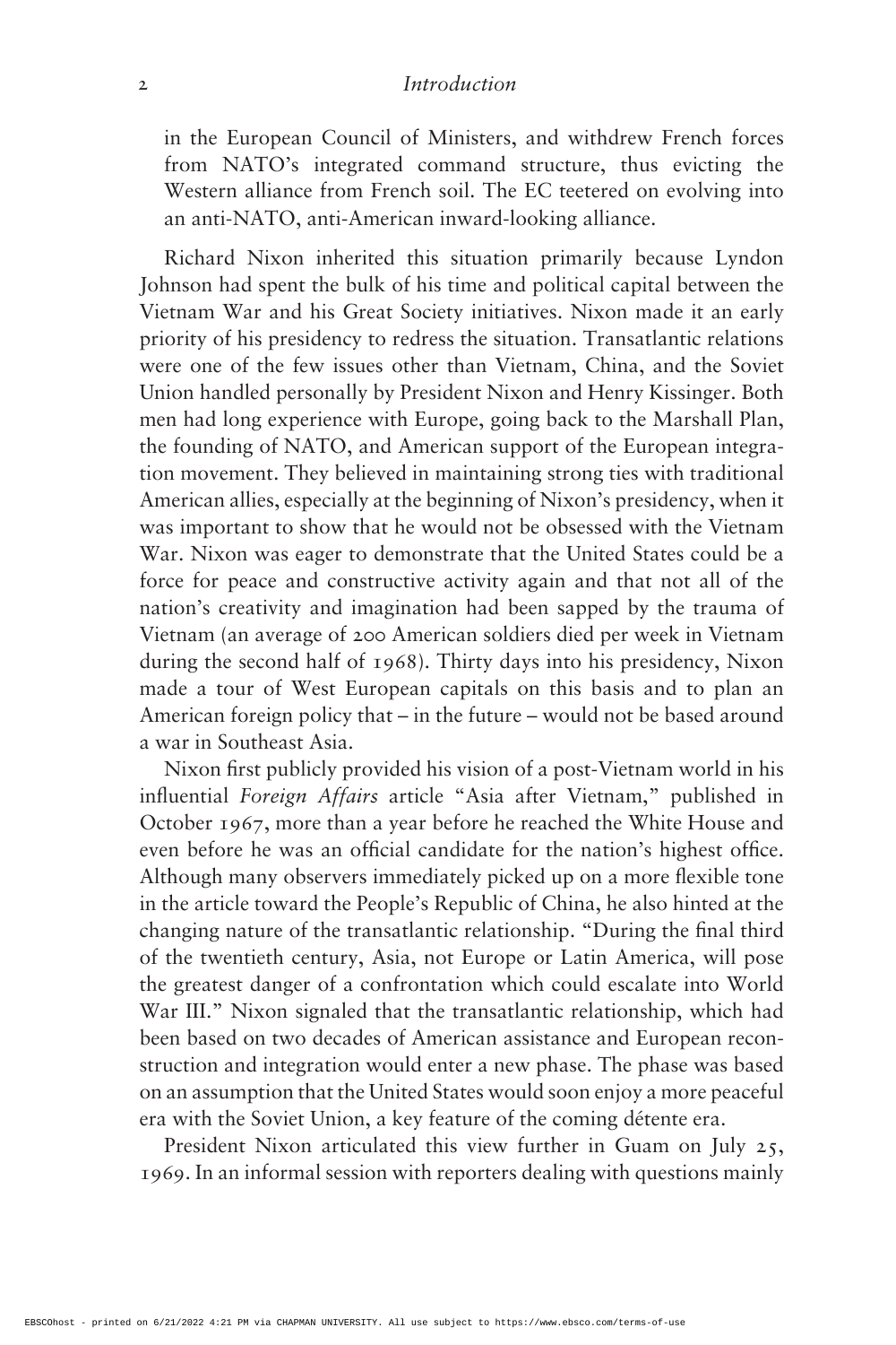in the European Council of Ministers, and withdrew French forces from NATO's integrated command structure, thus evicting the Western alliance from French soil. The EC teetered on evolving into an anti-NATO, anti-American inward-looking alliance.

Richard Nixon inherited this situation primarily because Lyndon Johnson had spent the bulk of his time and political capital between the Vietnam War and his Great Society initiatives. Nixon made it an early priority of his presidency to redress the situation. Transatlantic relations were one of the few issues other than Vietnam, China, and the Soviet Union handled personally by President Nixon and Henry Kissinger. Both men had long experience with Europe, going back to the Marshall Plan, the founding of NATO, and American support of the European integration movement. They believed in maintaining strong ties with traditional American allies, especially at the beginning of Nixon's presidency, when it was important to show that he would not be obsessed with the Vietnam War. Nixon was eager to demonstrate that the United States could be a force for peace and constructive activity again and that not all of the nation's creativity and imagination had been sapped by the trauma of Vietnam (an average of 200 American soldiers died per week in Vietnam during the second half of 1968). Thirty days into his presidency, Nixon made a tour of West European capitals on this basis and to plan an American foreign policy that – in the future – would not be based around a war in Southeast Asia.

Nixon first publicly provided his vision of a post-Vietnam world in his influential *Foreign Affairs* article "Asia after Vietnam," published in October 1967, more than a year before he reached the White House and even before he was an official candidate for the nation's highest office. Although many observers immediately picked up on a more flexible tone in the article toward the People's Republic of China, he also hinted at the changing nature of the transatlantic relationship. "During the final third of the twentieth century, Asia, not Europe or Latin America, will pose the greatest danger of a confrontation which could escalate into World War III." Nixon signaled that the transatlantic relationship, which had been based on two decades of American assistance and European reconstruction and integration would enter a new phase. The phase was based on an assumption that the United States would soon enjoy a more peaceful era with the Soviet Union, a key feature of the coming détente era.

President Nixon articulated this view further in Guam on July 25, 1969. In an informal session with reporters dealing with questions mainly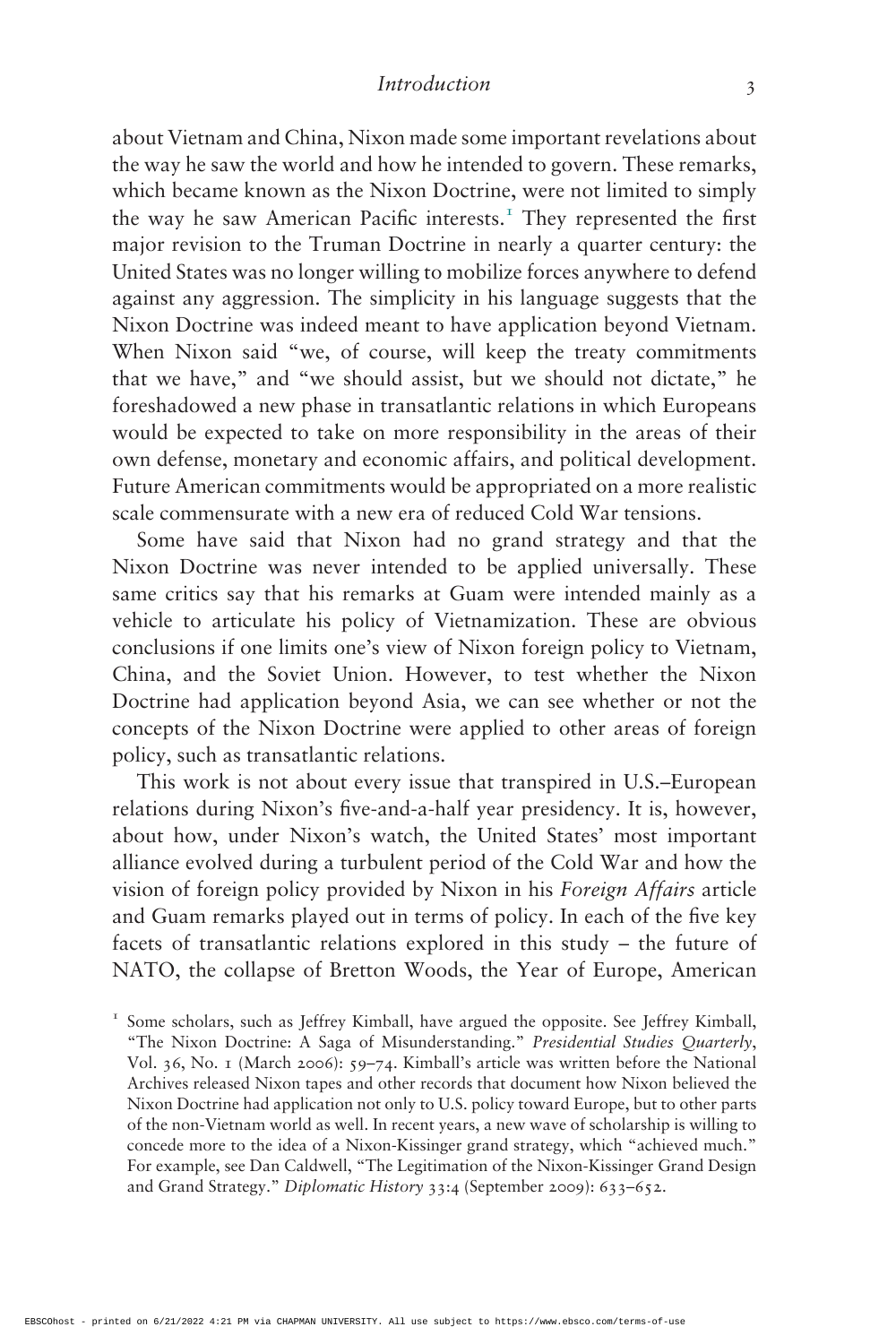about Vietnam and China, Nixon made some important revelations about the way he saw the world and how he intended to govern. These remarks, which became known as the Nixon Doctrine, were not limited to simply the way he saw American Pacific interests.[1] They represented the first major revision to the Truman Doctrine in nearly a quarter century: the United States was no longer willing to mobilize forces anywhere to defend against any aggression. The simplicity in his language suggests that the Nixon Doctrine was indeed meant to have application beyond Vietnam. When Nixon said "we, of course, will keep the treaty commitments that we have," and "we should assist, but we should not dictate," he foreshadowed a new phase in transatlantic relations in which Europeans would be expected to take on more responsibility in the areas of their own defense, monetary and economic affairs, and political development. Future American commitments would be appropriated on a more realistic scale commensurate with a new era of reduced Cold War tensions.

Some have said that Nixon had no grand strategy and that the Nixon Doctrine was never intended to be applied universally. These same critics say that his remarks at Guam were intended mainly as a vehicle to articulate his policy of Vietnamization. These are obvious conclusions if one limits one's view of Nixon foreign policy to Vietnam, China, and the Soviet Union. However, to test whether the Nixon Doctrine had application beyond Asia, we can see whether or not the concepts of the Nixon Doctrine were applied to other areas of foreign policy, such as transatlantic relations.

This work is not about every issue that transpired in U.S.–European relations during Nixon's five-and-a-half year presidency. It is, however, about how, under Nixon's watch, the United States' most important alliance evolved during a turbulent period of the Cold War and how the vision of foreign policy provided by Nixon in his *Foreign Affairs* article and Guam remarks played out in terms of policy. In each of the five key facets of transatlantic relations explored in this study – the future of NATO, the collapse of Bretton Woods, the Year of Europe, American

[1] Some scholars, such as Jeffrey Kimball, have argued the opposite. See Jeffrey Kimball, "The Nixon Doctrine: A Saga of Misunderstanding." *Presidential Studies Quarterly*, Vol. 36, No. 1 (March 2006): 59–74. Kimball's article was written before the National Archives released Nixon tapes and other records that document how Nixon believed the Nixon Doctrine had application not only to U.S. policy toward Europe, but to other parts of the non-Vietnam world as well. In recent years, a new wave of scholarship is willing to concede more to the idea of a Nixon-Kissinger grand strategy, which "achieved much." For example, see Dan Caldwell, "The Legitimation of the Nixon-Kissinger Grand Design and Grand Strategy." *Diplomatic History* 33:4 (September 2009): 633–652.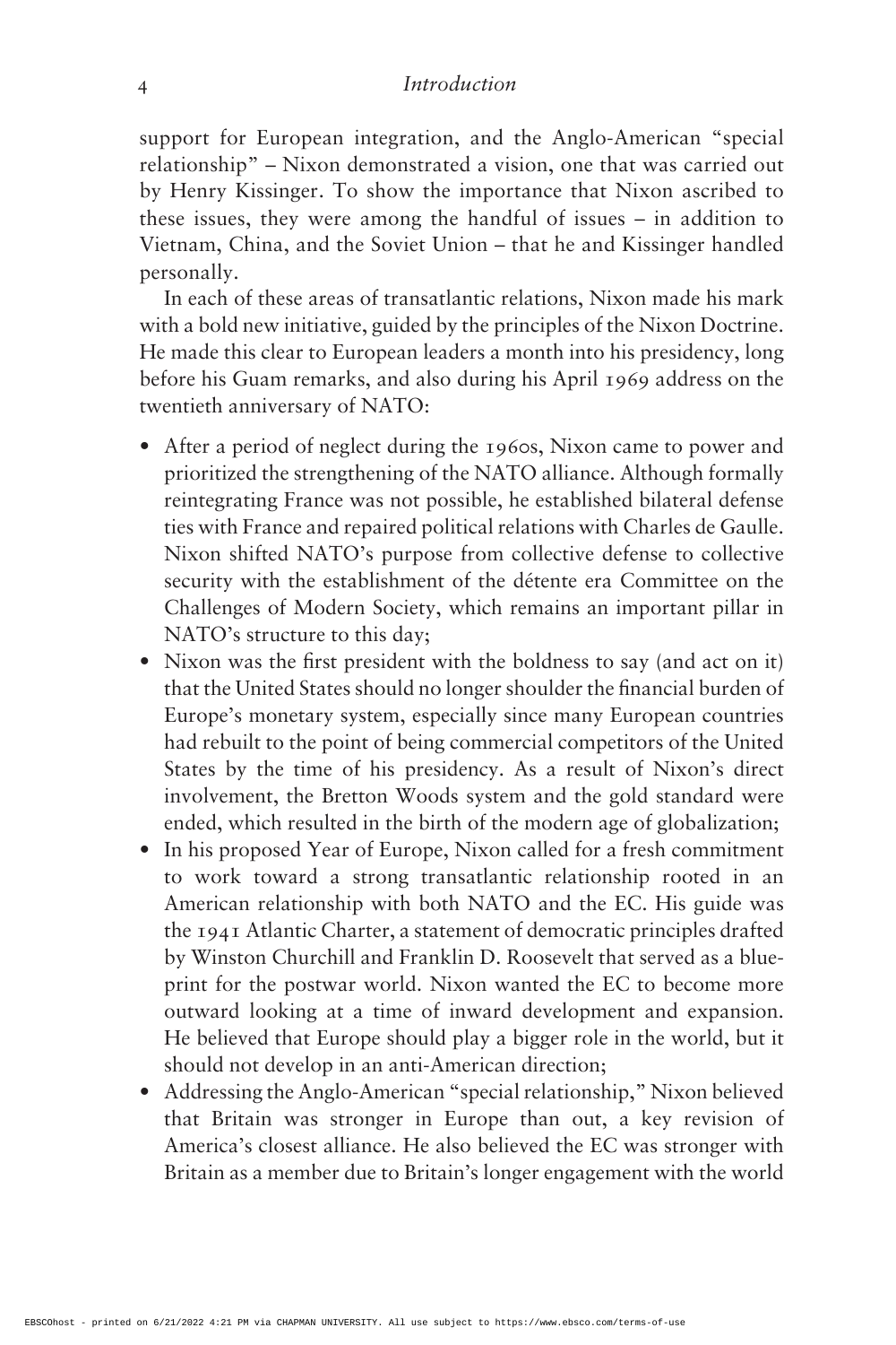support for European integration, and the Anglo-American "special relationship" – Nixon demonstrated a vision, one that was carried out by Henry Kissinger. To show the importance that Nixon ascribed to these issues, they were among the handful of issues – in addition to Vietnam, China, and the Soviet Union – that he and Kissinger handled personally.

In each of these areas of transatlantic relations, Nixon made his mark with a bold new initiative, guided by the principles of the Nixon Doctrine. He made this clear to European leaders a month into his presidency, long before his Guam remarks, and also during his April 1969 address on the twentieth anniversary of NATO:

- After a period of neglect during the 1960s, Nixon came to power and prioritized the strengthening of the NATO alliance. Although formally reintegrating France was not possible, he established bilateral defense ties with France and repaired political relations with Charles de Gaulle. Nixon shifted NATO's purpose from collective defense to collective security with the establishment of the détente era Committee on the Challenges of Modern Society, which remains an important pillar in NATO's structure to this day;
- Nixon was the first president with the boldness to say (and act on it) that the United States should no longer shoulder the financial burden of Europe's monetary system, especially since many European countries had rebuilt to the point of being commercial competitors of the United States by the time of his presidency. As a result of Nixon's direct involvement, the Bretton Woods system and the gold standard were ended, which resulted in the birth of the modern age of globalization;
- In his proposed Year of Europe, Nixon called for a fresh commitment to work toward a strong transatlantic relationship rooted in an American relationship with both NATO and the EC. His guide was the 1941 Atlantic Charter, a statement of democratic principles drafted by Winston Churchill and Franklin D. Roosevelt that served as a blueprint for the postwar world. Nixon wanted the EC to become more outward looking at a time of inward development and expansion. He believed that Europe should play a bigger role in the world, but it should not develop in an anti-American direction;
- Addressing the Anglo-American "special relationship," Nixon believed that Britain was stronger in Europe than out, a key revision of America's closest alliance. He also believed the EC was stronger with Britain as a member due to Britain's longer engagement with the world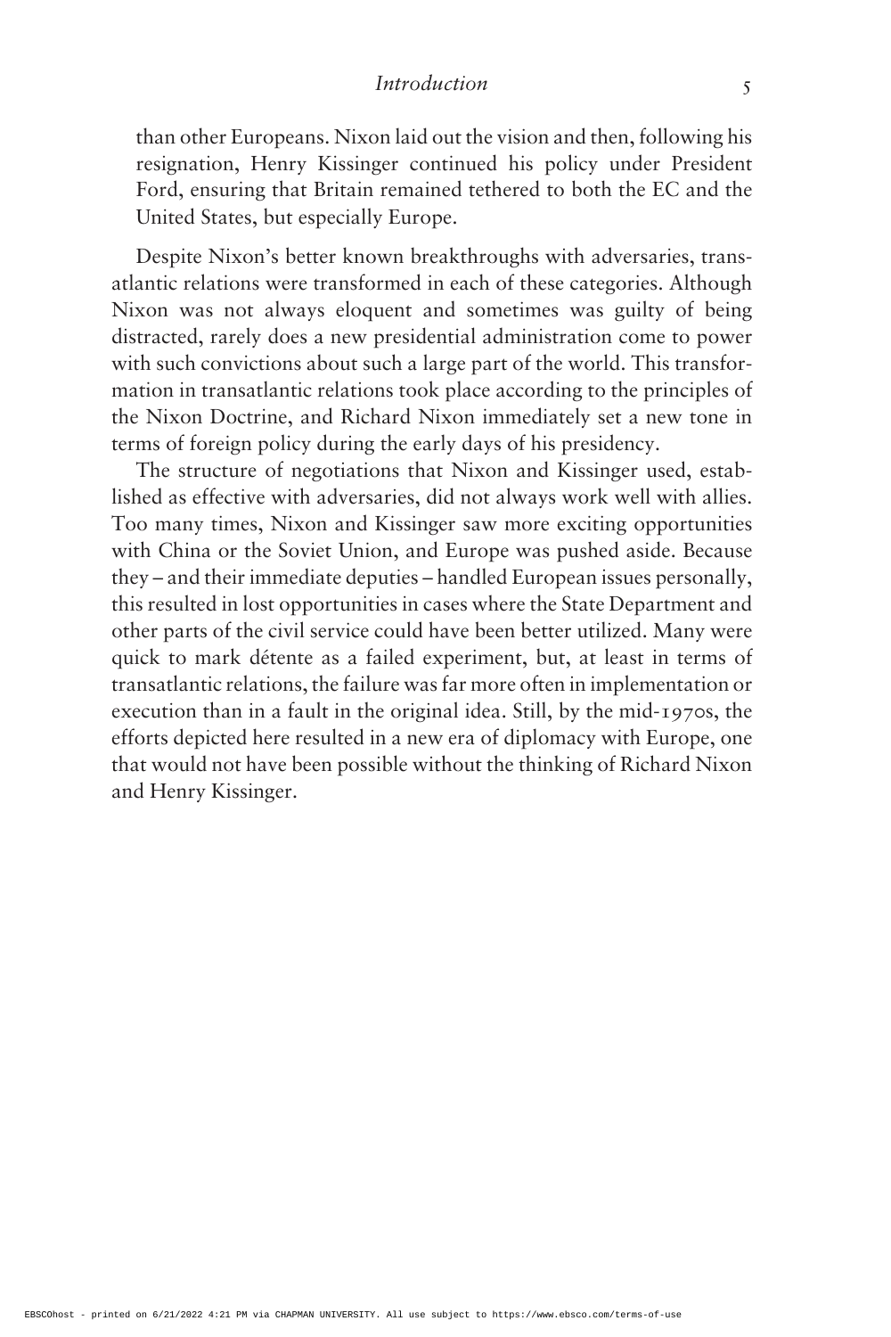than other Europeans. Nixon laid out the vision and then, following his resignation, Henry Kissinger continued his policy under President Ford, ensuring that Britain remained tethered to both the EC and the United States, but especially Europe.

Despite Nixon's better known breakthroughs with adversaries, transatlantic relations were transformed in each of these categories. Although Nixon was not always eloquent and sometimes was guilty of being distracted, rarely does a new presidential administration come to power with such convictions about such a large part of the world. This transformation in transatlantic relations took place according to the principles of the Nixon Doctrine, and Richard Nixon immediately set a new tone in terms of foreign policy during the early days of his presidency.

The structure of negotiations that Nixon and Kissinger used, established as effective with adversaries, did not always work well with allies. Too many times, Nixon and Kissinger saw more exciting opportunities with China or the Soviet Union, and Europe was pushed aside. Because they – and their immediate deputies – handled European issues personally, this resulted in lost opportunities in cases where the State Department and other parts of the civil service could have been better utilized. Many were quick to mark détente as a failed experiment, but, at least in terms of transatlantic relations, the failure was far more often in implementation or execution than in a fault in the original idea. Still, by the mid-1970s, the efforts depicted here resulted in a new era of diplomacy with Europe, one that would not have been possible without the thinking of Richard Nixon and Henry Kissinger.